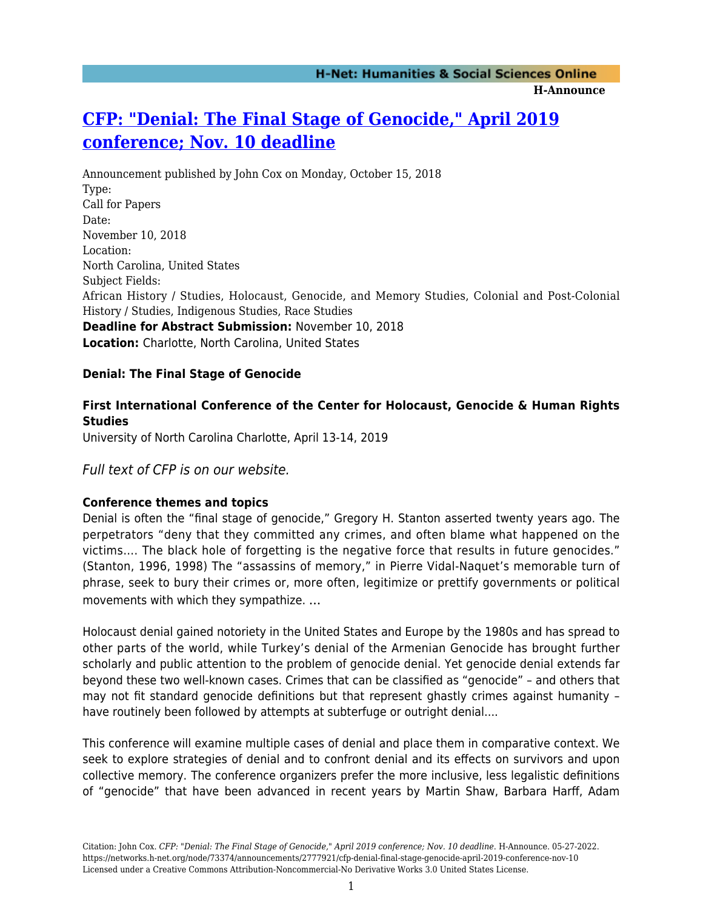# [CFP: "Denial: The Final Stage of Genocide," April 2019 conference; Nov. 10 deadline](https://networks.h-net.org/node/73374/announcements/2777921/cfp-denial-final-stage-genocide-april-2019-conference-nov-10)

Announcement published by John Cox on Monday, October 15, 2018

Type:
Call for Papers

Date:
November 10, 2018

Location:
North Carolina, United States

Subject Fields:
African History / Studies, Holocaust, Genocide, and Memory Studies, Colonial and Post-Colonial History / Studies, Indigenous Studies, Race Studies

**Deadline for Abstract Submission:** November 10, 2018

**Location:** Charlotte, North Carolina, United States

**Denial: The Final Stage of Genocide**

**First International Conference of the Center for Holocaust, Genocide & Human Rights Studies**

University of North Carolina Charlotte, April 13-14, 2019

*Full text of CFP is on our website.*

**Conference themes and topics**

Denial is often the "final stage of genocide," Gregory H. Stanton asserted twenty years ago. The perpetrators "deny that they committed any crimes, and often blame what happened on the victims…. The black hole of forgetting is the negative force that results in future genocides." (Stanton, 1996, 1998) The "assassins of memory," in Pierre Vidal-Naquet's memorable turn of phrase, seek to bury their crimes or, more often, legitimize or prettify governments or political movements with which they sympathize. …

Holocaust denial gained notoriety in the United States and Europe by the 1980s and has spread to other parts of the world, while Turkey's denial of the Armenian Genocide has brought further scholarly and public attention to the problem of genocide denial. Yet genocide denial extends far beyond these two well-known cases. Crimes that can be classified as "genocide" – and others that may not fit standard genocide definitions but that represent ghastly crimes against humanity – have routinely been followed by attempts at subterfuge or outright denial….

This conference will examine multiple cases of denial and place them in comparative context. We seek to explore strategies of denial and to confront denial and its effects on survivors and upon collective memory. The conference organizers prefer the more inclusive, less legalistic definitions of "genocide" that have been advanced in recent years by Martin Shaw, Barbara Harff, Adam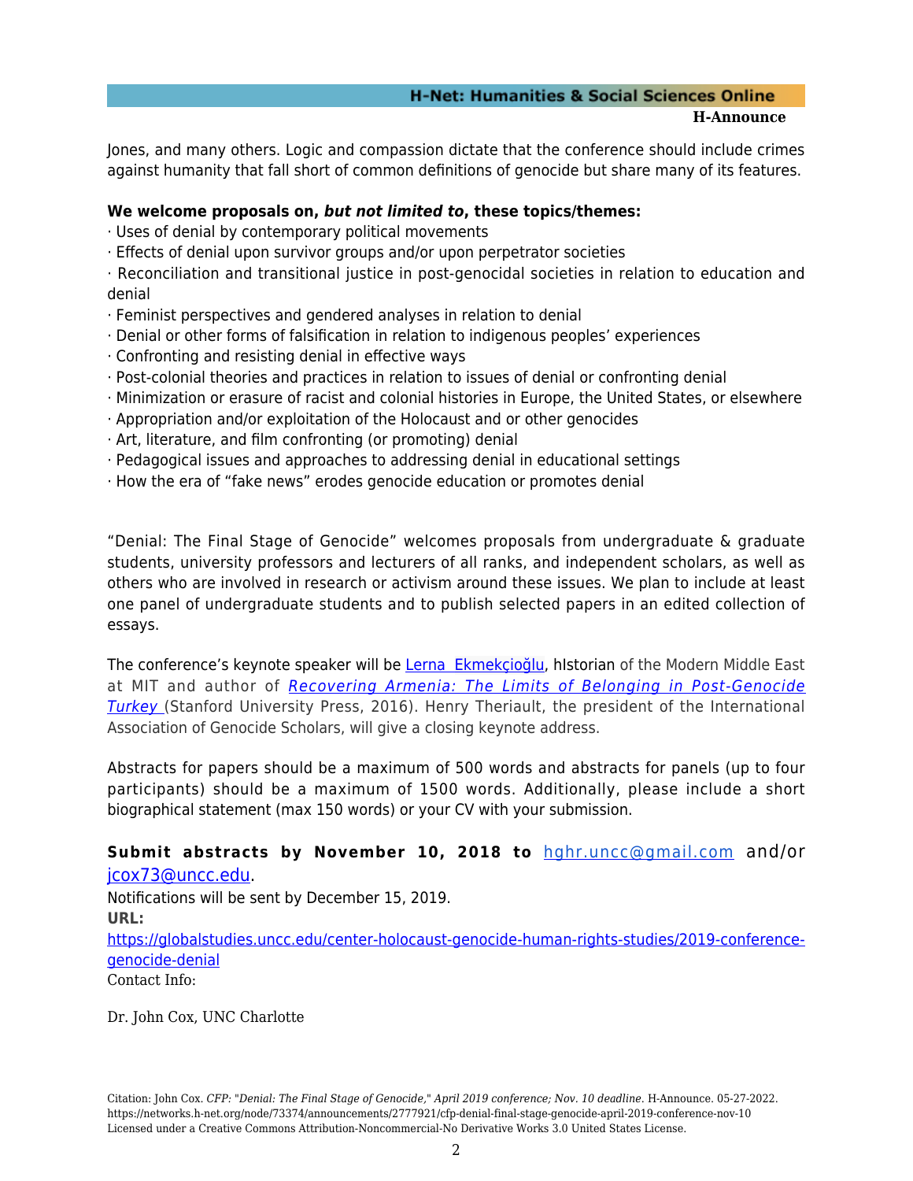Jones, and many others. Logic and compassion dictate that the conference should include crimes against humanity that fall short of common definitions of genocide but share many of its features.

**We welcome proposals on, *but not limited to*, these topics/themes:**

· Uses of denial by contemporary political movements

· Effects of denial upon survivor groups and/or upon perpetrator societies

· Reconciliation and transitional justice in post-genocidal societies in relation to education and denial

· Feminist perspectives and gendered analyses in relation to denial

· Denial or other forms of falsification in relation to indigenous peoples' experiences

· Confronting and resisting denial in effective ways

· Post-colonial theories and practices in relation to issues of denial or confronting denial

· Minimization or erasure of racist and colonial histories in Europe, the United States, or elsewhere

· Appropriation and/or exploitation of the Holocaust and or other genocides

· Art, literature, and film confronting (or promoting) denial

· Pedagogical issues and approaches to addressing denial in educational settings

· How the era of "fake news" erodes genocide education or promotes denial

"Denial: The Final Stage of Genocide" welcomes proposals from undergraduate & graduate students, university professors and lecturers of all ranks, and independent scholars, as well as others who are involved in research or activism around these issues. We plan to include at least one panel of undergraduate students and to publish selected papers in an edited collection of essays.

The conference's keynote speaker will be Lerna Ekmekçioğlu, hIstorian of the Modern Middle East at MIT and author of *Recovering Armenia: The Limits of Belonging in Post-Genocide Turkey* (Stanford University Press, 2016). Henry Theriault, the president of the International Association of Genocide Scholars, will give a closing keynote address.

Abstracts for papers should be a maximum of 500 words and abstracts for panels (up to four participants) should be a maximum of 1500 words. Additionally, please include a short biographical statement (max 150 words) or your CV with your submission.

**Submit abstracts by November 10, 2018 to** hghr.uncc@gmail.com and/or jcox73@uncc.edu.

Notifications will be sent by December 15, 2019.

**URL:**

https://globalstudies.uncc.edu/center-holocaust-genocide-human-rights-studies/2019-conference-genocide-denial

Contact Info:

Dr. John Cox, UNC Charlotte

Citation: John Cox. *CFP: "Denial: The Final Stage of Genocide," April 2019 conference; Nov. 10 deadline*. H-Announce. 05-27-2022. https://networks.h-net.org/node/73374/announcements/2777921/cfp-denial-final-stage-genocide-april-2019-conference-nov-10
Licensed under a Creative Commons Attribution-Noncommercial-No Derivative Works 3.0 United States License.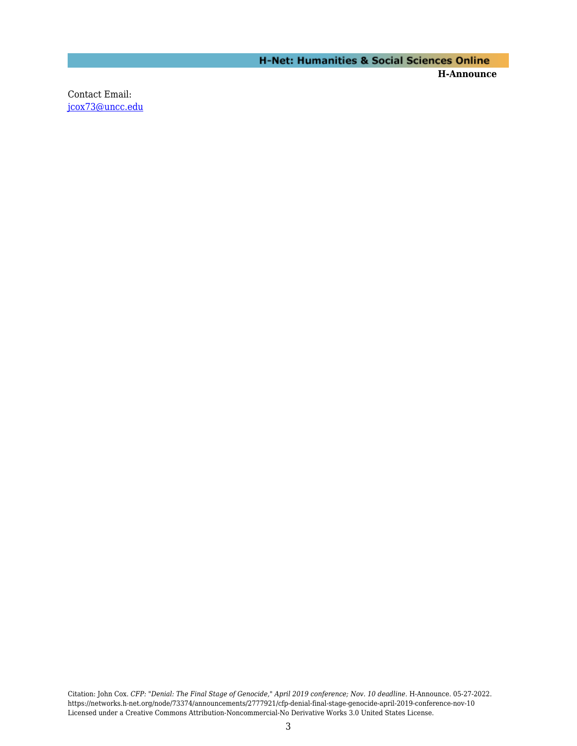Contact Email:
jcox73@uncc.edu